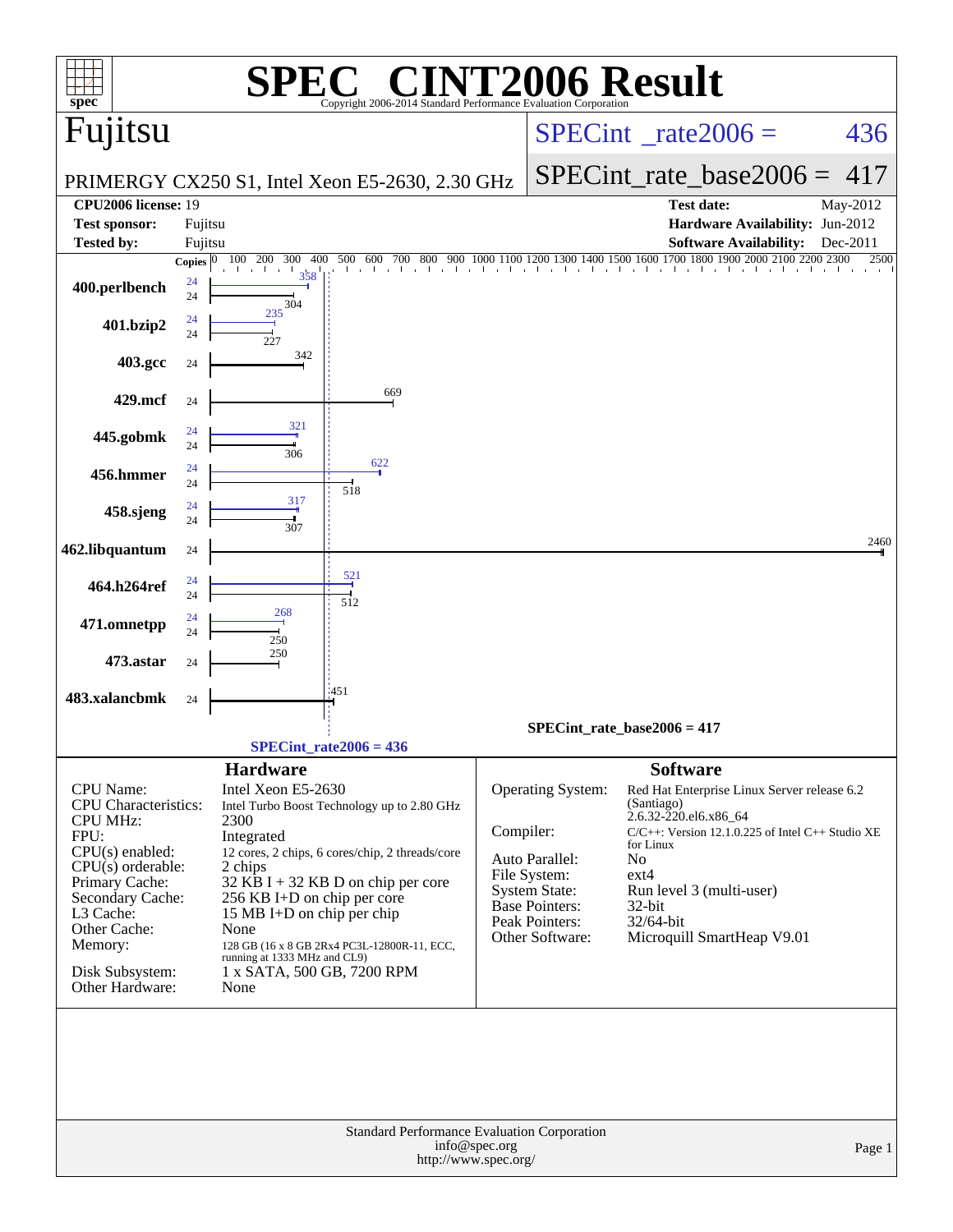# SPEC CINT2006 Result

Copyright 2006-2014 Standard Performance Evaluation Corporation

## Fujitsu

PRIMERGY CX250 S1, Intel Xeon E5-2630, 2.30 GHz

SPECint_rate2006 = 436

SPECint_rate_base2006 = 417

| | | | |
|---|---|---|---|
| **CPU2006 license:** | 19 | **Test date:** | May-2012 |
| **Test sponsor:** | Fujitsu | **Hardware Availability:** | Jun-2012 |
| **Tested by:** | Fujitsu | **Software Availability:** | Dec-2011 |

| Benchmark | Copies (peak) | Peak | Copies (base) | Base |
|---|---|---|---|---|
| 400.perlbench | 24 | 358 | 24 | 304 |
| 401.bzip2 | 24 | 235 | 24 | 227 |
| 403.gcc | | | 24 | 342 |
| 429.mcf | | | 24 | 669 |
| 445.gobmk | 24 | 321 | 24 | 306 |
| 456.hmmer | 24 | 622 | 24 | 518 |
| 458.sjeng | 24 | 317 | 24 | 307 |
| 462.libquantum | | | 24 | 2460 |
| 464.h264ref | 24 | 521 | 24 | 512 |
| 471.omnetpp | 24 | 268 | 24 | 250 |
| 473.astar | | | 24 | 250 |
| 483.xalancbmk | | | 24 | 451 |

SPECint_rate_base2006 = 417

SPECint_rate2006 = 436

## Hardware

| | |
|---|---|
| CPU Name: | Intel Xeon E5-2630 |
| CPU Characteristics: | Intel Turbo Boost Technology up to 2.80 GHz |
| CPU MHz: | 2300 |
| FPU: | Integrated |
| CPU(s) enabled: | 12 cores, 2 chips, 6 cores/chip, 2 threads/core |
| CPU(s) orderable: | 2 chips |
| Primary Cache: | 32 KB I + 32 KB D on chip per core |
| Secondary Cache: | 256 KB I+D on chip per core |
| L3 Cache: | 15 MB I+D on chip per chip |
| Other Cache: | None |
| Memory: | 128 GB (16 x 8 GB 2Rx4 PC3L-12800R-11, ECC, running at 1333 MHz and CL9) |
| Disk Subsystem: | 1 x SATA, 500 GB, 7200 RPM |
| Other Hardware: | None |

## Software

| | |
|---|---|
| Operating System: | Red Hat Enterprise Linux Server release 6.2 (Santiago) 2.6.32-220.el6.x86_64 |
| Compiler: | C/C++: Version 12.1.0.225 of Intel C++ Studio XE for Linux |
| Auto Parallel: | No |
| File System: | ext4 |
| System State: | Run level 3 (multi-user) |
| Base Pointers: | 32-bit |
| Peak Pointers: | 32/64-bit |
| Other Software: | Microquill SmartHeap V9.01 |

Standard Performance Evaluation Corporation
info@spec.org
http://www.spec.org/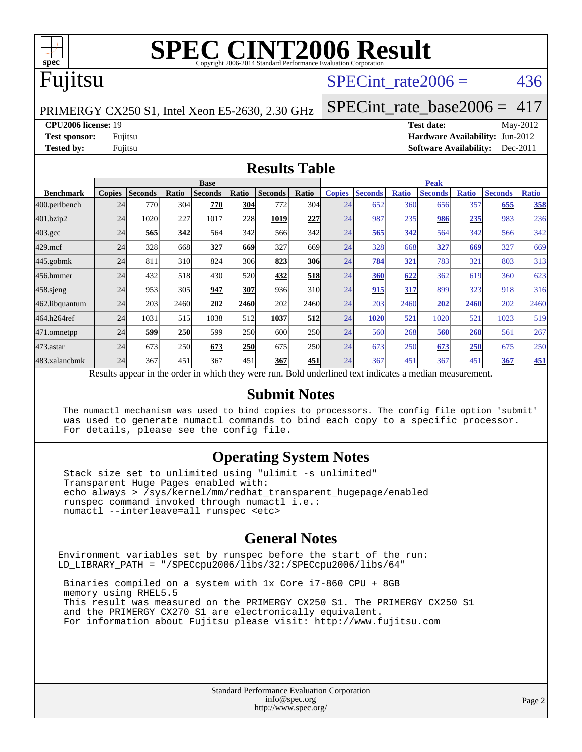# SPEC CINT2006 Result

Copyright 2006-2014 Standard Performance Evaluation Corporation

## Fujitsu

PRIMERGY CX250 S1, Intel Xeon E5-2630, 2.30 GHz

SPECint_rate2006 = 436

SPECint_rate_base2006 = 417

**CPU2006 license:** 19
**Test sponsor:** Fujitsu
**Tested by:** Fujitsu

**Test date:** May-2012
**Hardware Availability:** Jun-2012
**Software Availability:** Dec-2011

## Results Table

| Benchmark | Base | | | | | | | Peak | | | | | | |
|---|---|---|---|---|---|---|---|---|---|---|---|---|---|---|
| | Copies | Seconds | Ratio | Seconds | Ratio | Seconds | Ratio | Copies | Seconds | Ratio | Seconds | Ratio | Seconds | Ratio |
| 400.perlbench | 24 | 770 | 304 | **770** | **304** | 772 | 304 | 24 | 652 | 360 | 656 | 357 | **655** | **358** |
| 401.bzip2 | 24 | 1020 | 227 | 1017 | 228 | **1019** | **227** | 24 | 987 | 235 | **986** | **235** | 983 | 236 |
| 403.gcc | 24 | **565** | **342** | 564 | 342 | 566 | 342 | 24 | **565** | **342** | 564 | 342 | 566 | 342 |
| 429.mcf | 24 | 328 | 668 | **327** | **669** | 327 | 669 | 24 | 328 | 668 | **327** | **669** | 327 | 669 |
| 445.gobmk | 24 | 811 | 310 | 824 | 306 | **823** | **306** | 24 | **784** | **321** | 783 | 321 | 803 | 313 |
| 456.hmmer | 24 | 432 | 518 | 430 | 520 | **432** | **518** | 24 | **360** | **622** | 362 | 619 | 360 | 623 |
| 458.sjeng | 24 | 953 | 305 | **947** | **307** | 936 | 310 | 24 | **915** | **317** | 899 | 323 | 918 | 316 |
| 462.libquantum | 24 | 203 | 2460 | **202** | **2460** | 202 | 2460 | 24 | 203 | 2460 | **202** | **2460** | 202 | 2460 |
| 464.h264ref | 24 | 1031 | 515 | 1038 | 512 | **1037** | **512** | 24 | **1020** | **521** | 1020 | 521 | 1023 | 519 |
| 471.omnetpp | 24 | **599** | **250** | 599 | 250 | 600 | 250 | 24 | 560 | 268 | **560** | **268** | 561 | 267 |
| 473.astar | 24 | 673 | 250 | **673** | **250** | 675 | 250 | 24 | 673 | 250 | **673** | **250** | 675 | 250 |
| 483.xalancbmk | 24 | 367 | 451 | 367 | 451 | **367** | **451** | 24 | 367 | 451 | 367 | 451 | **367** | **451** |

Results appear in the order in which they were run. Bold underlined text indicates a median measurement.

## Submit Notes

```
The numactl mechanism was used to bind copies to processors. The config file option 'submit'
was used to generate numactl commands to bind each copy to a specific processor.
For details, please see the config file.
```

## Operating System Notes

```
Stack size set to unlimited using "ulimit -s unlimited"
Transparent Huge Pages enabled with:
echo always > /sys/kernel/mm/redhat_transparent_hugepage/enabled
runspec command invoked through numactl i.e.:
numactl --interleave=all runspec <etc>
```

## General Notes

```
Environment variables set by runspec before the start of the run:
LD_LIBRARY_PATH = "/SPECcpu2006/libs/32:/SPECcpu2006/libs/64"

 Binaries compiled on a system with 1x Core i7-860 CPU + 8GB
 memory using RHEL5.5
 This result was measured on the PRIMERGY CX250 S1. The PRIMERGY CX250 S1
 and the PRIMERGY CX270 S1 are electronically equivalent.
 For information about Fujitsu please visit: http://www.fujitsu.com
```

Standard Performance Evaluation Corporation
info@spec.org
http://www.spec.org/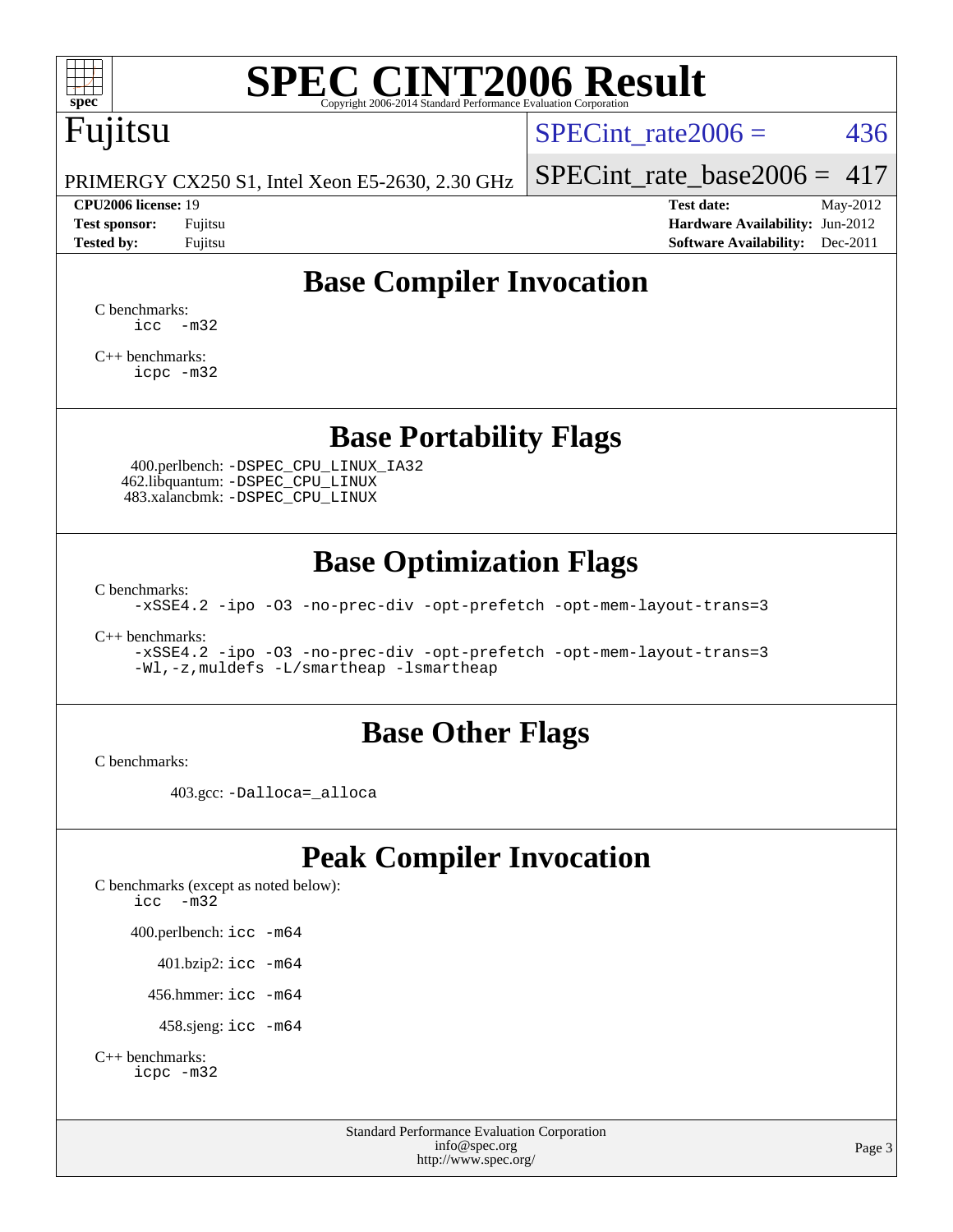# SPEC CINT2006 Result

Copyright 2006-2014 Standard Performance Evaluation Corporation

**Fujitsu**

PRIMERGY CX250 S1, Intel Xeon E5-2630, 2.30 GHz

SPECint_rate2006 = 436

SPECint_rate_base2006 = 417

| | | | |
|---|---|---|---|
| **CPU2006 license:** 19 | | **Test date:** | May-2012 |
| **Test sponsor:** | Fujitsu | **Hardware Availability:** | Jun-2012 |
| **Tested by:** | Fujitsu | **Software Availability:** | Dec-2011 |

## Base Compiler Invocation

C benchmarks:
```
icc  -m32
```

C++ benchmarks:
```
icpc -m32
```

## Base Portability Flags

400.perlbench: `-DSPEC_CPU_LINUX_IA32`
462.libquantum: `-DSPEC_CPU_LINUX`
483.xalancbmk: `-DSPEC_CPU_LINUX`

## Base Optimization Flags

C benchmarks:
```
-xSSE4.2 -ipo -O3 -no-prec-div -opt-prefetch -opt-mem-layout-trans=3
```

C++ benchmarks:
```
-xSSE4.2 -ipo -O3 -no-prec-div -opt-prefetch -opt-mem-layout-trans=3
-Wl,-z,muldefs -L/smartheap -lsmartheap
```

## Base Other Flags

C benchmarks:

403.gcc: `-Dalloca=_alloca`

## Peak Compiler Invocation

C benchmarks (except as noted below):
```
icc  -m32
```

400.perlbench: `icc -m64`

401.bzip2: `icc -m64`

456.hmmer: `icc -m64`

458.sjeng: `icc -m64`

C++ benchmarks:
```
icpc -m32
```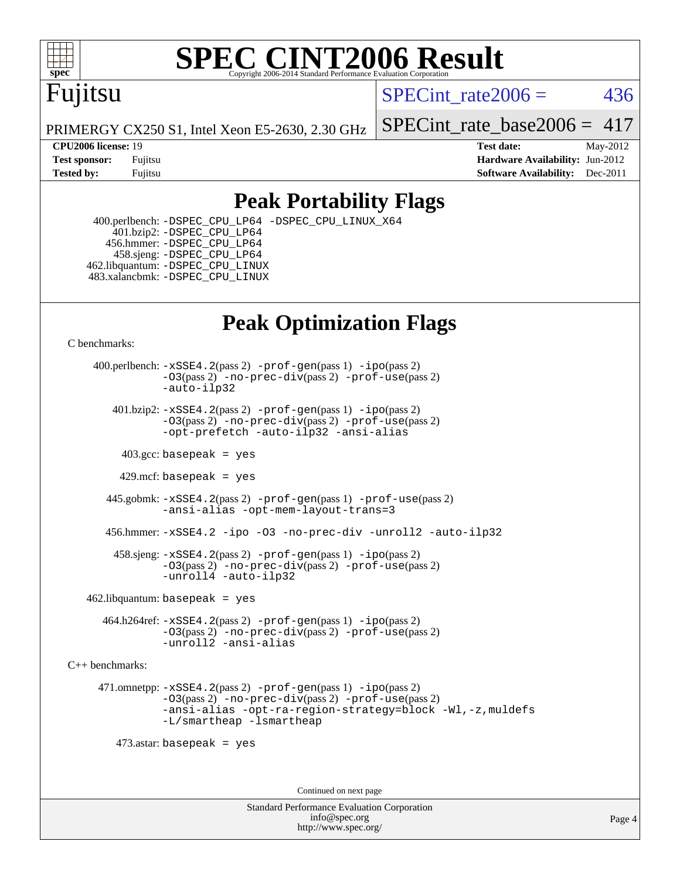# SPEC CINT2006 Result

Copyright 2006-2014 Standard Performance Evaluation Corporation

## Fujitsu

PRIMERGY CX250 S1, Intel Xeon E5-2630, 2.30 GHz

SPECint_rate2006 = 436

SPECint_rate_base2006 = 417

**CPU2006 license:** 19
**Test sponsor:** Fujitsu
**Tested by:** Fujitsu

**Test date:** May-2012
**Hardware Availability:** Jun-2012
**Software Availability:** Dec-2011

## Peak Portability Flags

400.perlbench: `-DSPEC_CPU_LP64 -DSPEC_CPU_LINUX_X64`
401.bzip2: `-DSPEC_CPU_LP64`
456.hmmer: `-DSPEC_CPU_LP64`
458.sjeng: `-DSPEC_CPU_LP64`
462.libquantum: `-DSPEC_CPU_LINUX`
483.xalancbmk: `-DSPEC_CPU_LINUX`

## Peak Optimization Flags

C benchmarks:

400.perlbench: `-xSSE4.2`(pass 2) `-prof-gen`(pass 1) `-ipo`(pass 2) `-O3`(pass 2) `-no-prec-div`(pass 2) `-prof-use`(pass 2) `-auto-ilp32`

401.bzip2: `-xSSE4.2`(pass 2) `-prof-gen`(pass 1) `-ipo`(pass 2) `-O3`(pass 2) `-no-prec-div`(pass 2) `-prof-use`(pass 2) `-opt-prefetch -auto-ilp32 -ansi-alias`

403.gcc: `basepeak = yes`

429.mcf: `basepeak = yes`

445.gobmk: `-xSSE4.2`(pass 2) `-prof-gen`(pass 1) `-prof-use`(pass 2) `-ansi-alias -opt-mem-layout-trans=3`

456.hmmer: `-xSSE4.2 -ipo -O3 -no-prec-div -unroll2 -auto-ilp32`

458.sjeng: `-xSSE4.2`(pass 2) `-prof-gen`(pass 1) `-ipo`(pass 2) `-O3`(pass 2) `-no-prec-div`(pass 2) `-prof-use`(pass 2) `-unroll4 -auto-ilp32`

462.libquantum: `basepeak = yes`

464.h264ref: `-xSSE4.2`(pass 2) `-prof-gen`(pass 1) `-ipo`(pass 2) `-O3`(pass 2) `-no-prec-div`(pass 2) `-prof-use`(pass 2) `-unroll2 -ansi-alias`

C++ benchmarks:

471.omnetpp: `-xSSE4.2`(pass 2) `-prof-gen`(pass 1) `-ipo`(pass 2) `-O3`(pass 2) `-no-prec-div`(pass 2) `-prof-use`(pass 2) `-ansi-alias -opt-ra-region-strategy=block -Wl,-z,muldefs -L/smartheap -lsmartheap`

473.astar: `basepeak = yes`

Continued on next page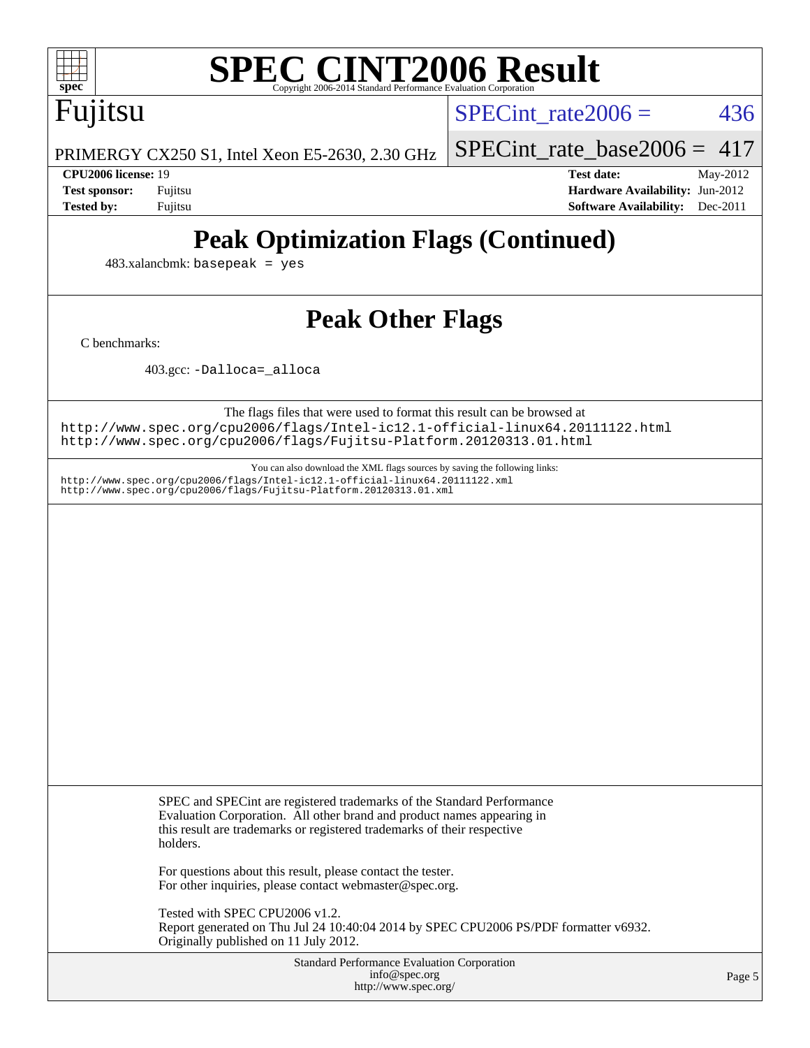# SPEC CINT2006 Result

Copyright 2006-2014 Standard Performance Evaluation Corporation

Fujitsu

PRIMERGY CX250 S1, Intel Xeon E5-2630, 2.30 GHz

SPECint_rate2006 = 436

SPECint_rate_base2006 = 417

**CPU2006 license:** 19
**Test sponsor:** Fujitsu
**Tested by:** Fujitsu

**Test date:** May-2012
**Hardware Availability:** Jun-2012
**Software Availability:** Dec-2011

## Peak Optimization Flags (Continued)

483.xalancbmk: basepeak = yes

## Peak Other Flags

C benchmarks:

403.gcc: -Dalloca=_alloca

The flags files that were used to format this result can be browsed at
http://www.spec.org/cpu2006/flags/Intel-ic12.1-official-linux64.20111122.html
http://www.spec.org/cpu2006/flags/Fujitsu-Platform.20120313.01.html

You can also download the XML flags sources by saving the following links:
http://www.spec.org/cpu2006/flags/Intel-ic12.1-official-linux64.20111122.xml
http://www.spec.org/cpu2006/flags/Fujitsu-Platform.20120313.01.xml

SPEC and SPECint are registered trademarks of the Standard Performance Evaluation Corporation. All other brand and product names appearing in this result are trademarks or registered trademarks of their respective holders.

For questions about this result, please contact the tester.
For other inquiries, please contact webmaster@spec.org.

Tested with SPEC CPU2006 v1.2.
Report generated on Thu Jul 24 10:40:04 2014 by SPEC CPU2006 PS/PDF formatter v6932.
Originally published on 11 July 2012.

Standard Performance Evaluation Corporation
info@spec.org
http://www.spec.org/